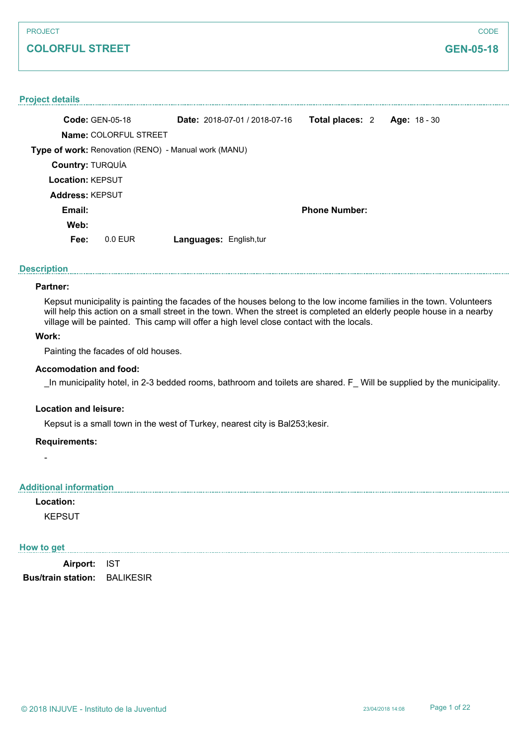PROJECT

# COLORFUL STREET

CODE

**GEN-05-18**

## Project details

**Code:** GEN-05-18 **Date:** 2018-07-01 / 2018-07-16 **Total places:** 2 **Age:** 18 - 30

**Name:** COLORFUL STREET

**Type of work:** Renovation (RENO) - Manual work (MANU)

**Country:** TURQUÍA

**Location:** KEPSUT

**Address:** KEPSUT

**Email:** **Phone Number:**

**Web:**

**Fee:** 0.0 EUR **Languages:** English,tur

## Description

### Partner:

Kepsut municipality is painting the facades of the houses belong to the low income families in the town. Volunteers will help this action on a small street in the town. When the street is completed an elderly people house in a nearby village will be painted. This camp will offer a high level close contact with the locals.

### Work:

Painting the facades of old houses.

### Accomodation and food:

_In municipality hotel, in 2-3 bedded rooms, bathroom and toilets are shared. F_ Will be supplied by the municipality.

### Location and leisure:

Kepsut is a small town in the west of Turkey, nearest city is Bal253;kesir.

### Requirements:

-

## Additional information

### Location:

KEPSUT

## How to get

**Airport:** IST

**Bus/train station:** BALIKESIR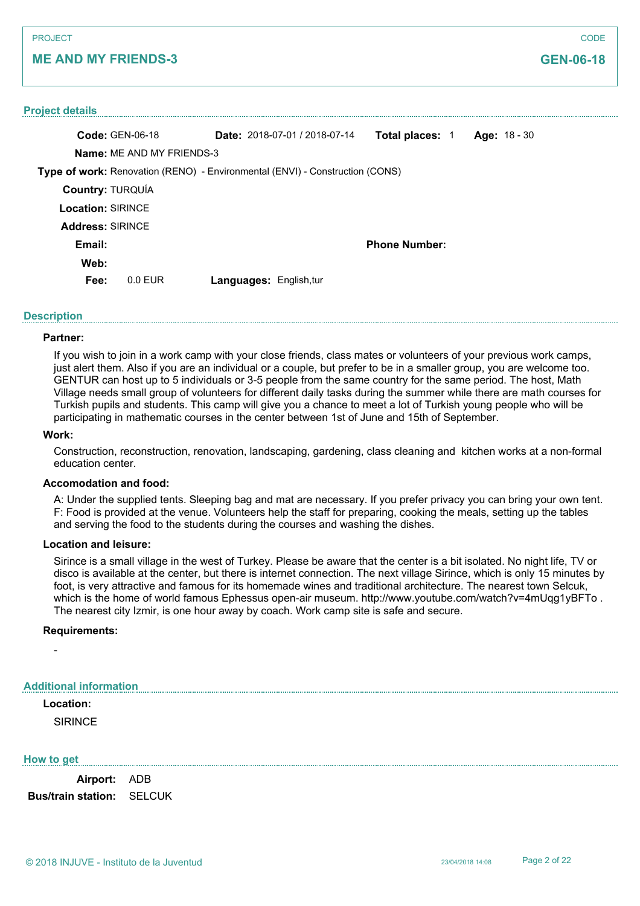PROJECT

# ME AND MY FRIENDS-3

CODE

**GEN-06-18**

## Project details

**Code:** GEN-06-18 **Date:** 2018-07-01 / 2018-07-14 **Total places:** 1 **Age:** 18 - 30

**Name:** ME AND MY FRIENDS-3

**Type of work:** Renovation (RENO) - Environmental (ENVI) - Construction (CONS)

**Country:** TURQUÍA

**Location:** SIRINCE

**Address:** SIRINCE

**Email:** **Phone Number:**

**Web:**

**Fee:** 0.0 EUR **Languages:** English,tur

## Description

**Partner:**

If you wish to join in a work camp with your close friends, class mates or volunteers of your previous work camps, just alert them. Also if you are an individual or a couple, but prefer to be in a smaller group, you are welcome too. GENTUR can host up to 5 individuals or 3-5 people from the same country for the same period. The host, Math Village needs small group of volunteers for different daily tasks during the summer while there are math courses for Turkish pupils and students. This camp will give you a chance to meet a lot of Turkish young people who will be participating in mathematic courses in the center between 1st of June and 15th of September.

**Work:**

Construction, reconstruction, renovation, landscaping, gardening, class cleaning and kitchen works at a non-formal education center.

**Accomodation and food:**

A: Under the supplied tents. Sleeping bag and mat are necessary. If you prefer privacy you can bring your own tent.
F: Food is provided at the venue. Volunteers help the staff for preparing, cooking the meals, setting up the tables and serving the food to the students during the courses and washing the dishes.

**Location and leisure:**

Sirince is a small village in the west of Turkey. Please be aware that the center is a bit isolated. No night life, TV or disco is available at the center, but there is internet connection. The next village Sirince, which is only 15 minutes by foot, is very attractive and famous for its homemade wines and traditional architecture. The nearest town Selcuk, which is the home of world famous Ephessus open-air museum. http://www.youtube.com/watch?v=4mUqg1yBFTo . The nearest city Izmir, is one hour away by coach. Work camp site is safe and secure.

**Requirements:**

-

## Additional information

**Location:**

SIRINCE

## How to get

**Airport:** ADB

**Bus/train station:** SELCUK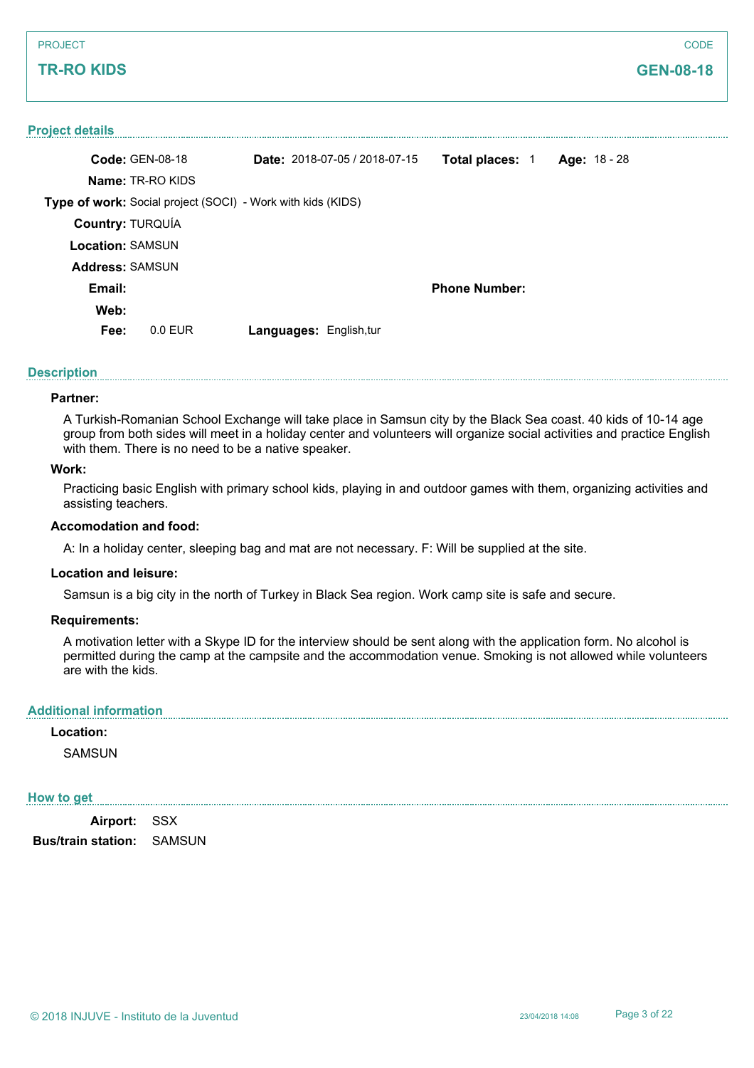PROJECT

## TR-RO KIDS

CODE

**GEN-08-18**

### Project details

**Code:** GEN-08-18 **Date:** 2018-07-05 / 2018-07-15 **Total places:** 1 **Age:** 18 - 28

**Name:** TR-RO KIDS

**Type of work:** Social project (SOCI) - Work with kids (KIDS)

**Country:** TURQUÍA

**Location:** SAMSUN

**Address:** SAMSUN

**Email:** **Phone Number:**

**Web:**

**Fee:** 0.0 EUR **Languages:** English,tur

### Description

**Partner:**

A Turkish-Romanian School Exchange will take place in Samsun city by the Black Sea coast. 40 kids of 10-14 age group from both sides will meet in a holiday center and volunteers will organize social activities and practice English with them. There is no need to be a native speaker.

**Work:**

Practicing basic English with primary school kids, playing in and outdoor games with them, organizing activities and assisting teachers.

**Accomodation and food:**

A: In a holiday center, sleeping bag and mat are not necessary. F: Will be supplied at the site.

**Location and leisure:**

Samsun is a big city in the north of Turkey in Black Sea region. Work camp site is safe and secure.

**Requirements:**

A motivation letter with a Skype ID for the interview should be sent along with the application form. No alcohol is permitted during the camp at the campsite and the accommodation venue. Smoking is not allowed while volunteers are with the kids.

### Additional information

**Location:**

SAMSUN

### How to get

**Airport:** SSX

**Bus/train station:** SAMSUN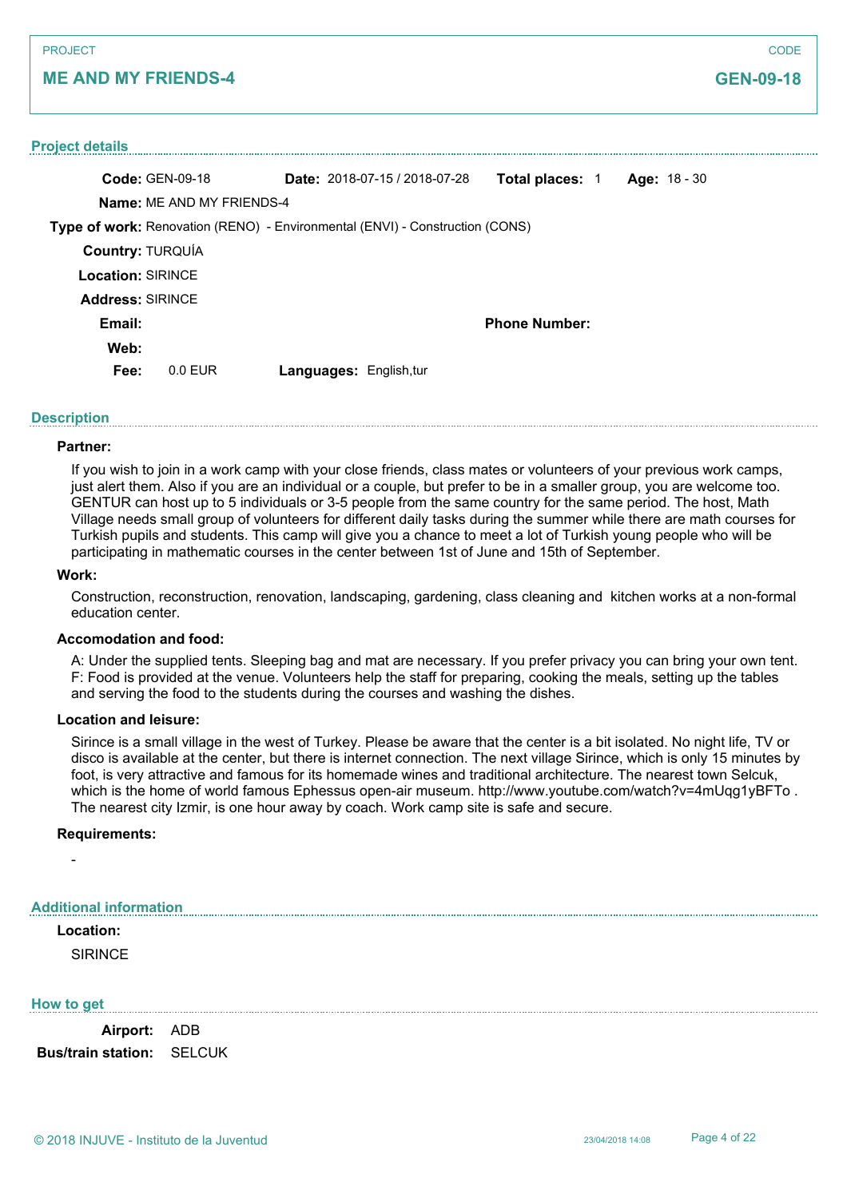PROJECT

## ME AND MY FRIENDS-4

CODE

**GEN-09-18**

### Project details

**Code:** GEN-09-18 **Date:** 2018-07-15 / 2018-07-28 **Total places:** 1 **Age:** 18 - 30

**Name:** ME AND MY FRIENDS-4

**Type of work:** Renovation (RENO) - Environmental (ENVI) - Construction (CONS)

**Country:** TURQUÍA

**Location:** SIRINCE

**Address:** SIRINCE

**Email:** **Phone Number:**

**Web:**

**Fee:** 0.0 EUR **Languages:** English,tur

### Description

**Partner:**

If you wish to join in a work camp with your close friends, class mates or volunteers of your previous work camps, just alert them. Also if you are an individual or a couple, but prefer to be in a smaller group, you are welcome too. GENTUR can host up to 5 individuals or 3-5 people from the same country for the same period. The host, Math Village needs small group of volunteers for different daily tasks during the summer while there are math courses for Turkish pupils and students. This camp will give you a chance to meet a lot of Turkish young people who will be participating in mathematic courses in the center between 1st of June and 15th of September.

**Work:**

Construction, reconstruction, renovation, landscaping, gardening, class cleaning and kitchen works at a non-formal education center.

**Accomodation and food:**

A: Under the supplied tents. Sleeping bag and mat are necessary. If you prefer privacy you can bring your own tent.
F: Food is provided at the venue. Volunteers help the staff for preparing, cooking the meals, setting up the tables and serving the food to the students during the courses and washing the dishes.

**Location and leisure:**

Sirince is a small village in the west of Turkey. Please be aware that the center is a bit isolated. No night life, TV or disco is available at the center, but there is internet connection. The next village Sirince, which is only 15 minutes by foot, is very attractive and famous for its homemade wines and traditional architecture. The nearest town Selcuk, which is the home of world famous Ephessus open-air museum. http://www.youtube.com/watch?v=4mUqg1yBFTo . The nearest city Izmir, is one hour away by coach. Work camp site is safe and secure.

**Requirements:**

-

### Additional information

**Location:**

SIRINCE

### How to get

**Airport:** ADB

**Bus/train station:** SELCUK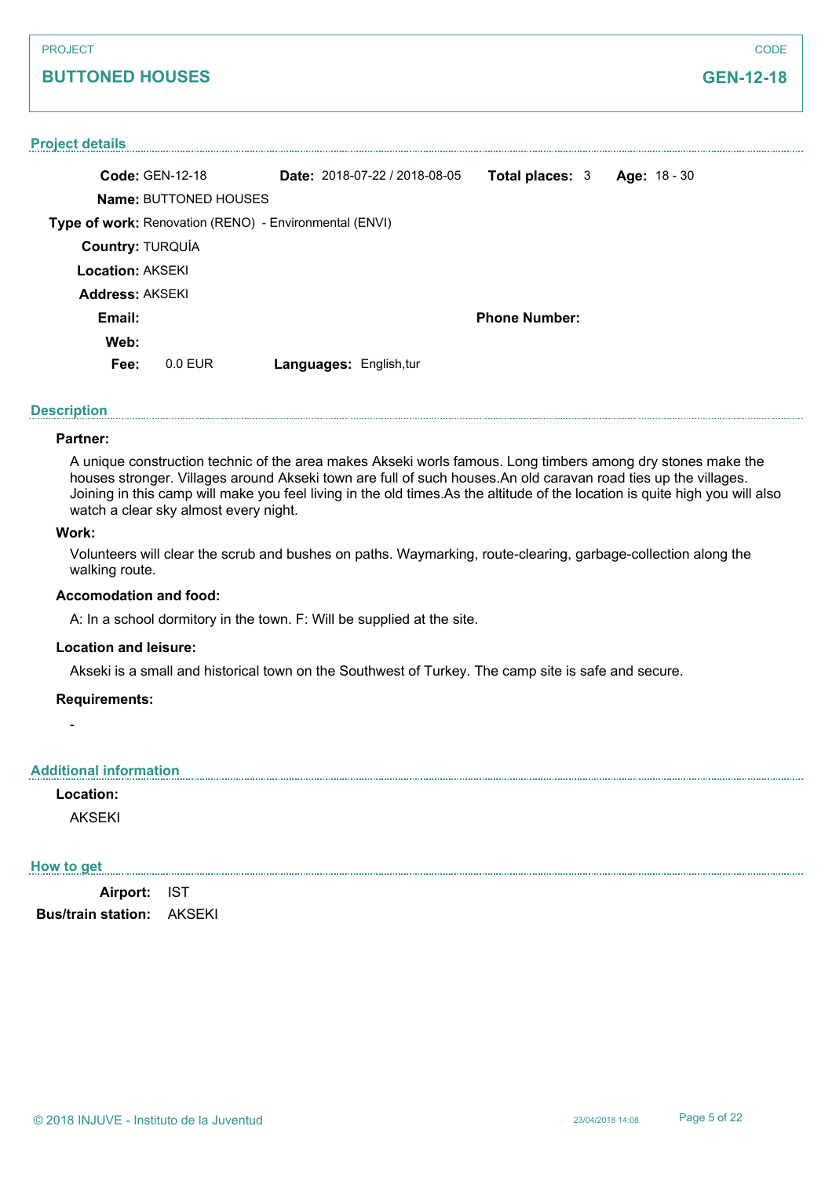PROJECT

## BUTTONED HOUSES

CODE

**GEN-12-18**

### Project details

**Code:** GEN-12-18 **Date:** 2018-07-22 / 2018-08-05 **Total places:** 3 **Age:** 18 - 30

**Name:** BUTTONED HOUSES

**Type of work:** Renovation (RENO) - Environmental (ENVI)

**Country:** TURQUÍA

**Location:** AKSEKI

**Address:** AKSEKI

**Email:** **Phone Number:**

**Web:**

**Fee:** 0.0 EUR **Languages:** English,tur

### Description

**Partner:**

A unique construction technic of the area makes Akseki worls famous. Long timbers among dry stones make the houses stronger. Villages around Akseki town are full of such houses.An old caravan road ties up the villages. Joining in this camp will make you feel living in the old times.As the altitude of the location is quite high you will also watch a clear sky almost every night.

**Work:**

Volunteers will clear the scrub and bushes on paths. Waymarking, route-clearing, garbage-collection along the walking route.

**Accomodation and food:**

A: In a school dormitory in the town. F: Will be supplied at the site.

**Location and leisure:**

Akseki is a small and historical town on the Southwest of Turkey. The camp site is safe and secure.

**Requirements:**

-

### Additional information

**Location:**

AKSEKI

### How to get

**Airport:** IST

**Bus/train station:** AKSEKI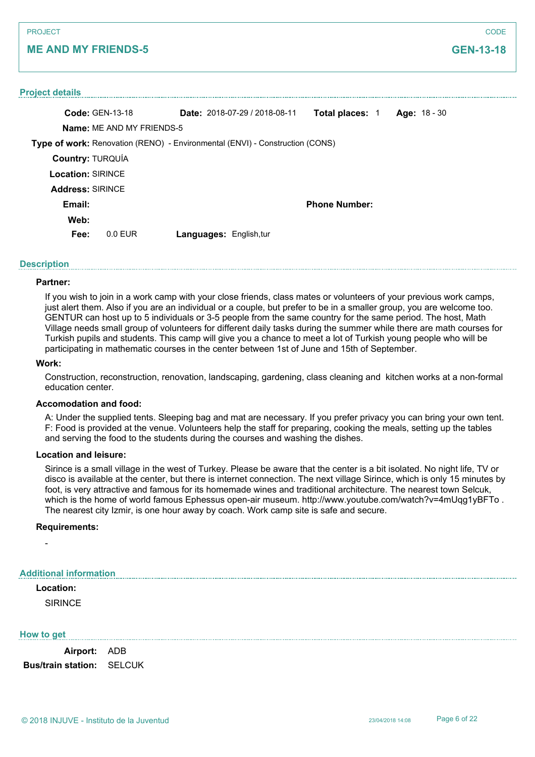PROJECT

## ME AND MY FRIENDS-5

CODE

**GEN-13-18**

### Project details

**Code:** GEN-13-18 **Date:** 2018-07-29 / 2018-08-11 **Total places:** 1 **Age:** 18 - 30

**Name:** ME AND MY FRIENDS-5

**Type of work:** Renovation (RENO) - Environmental (ENVI) - Construction (CONS)

**Country:** TURQUÍA

**Location:** SIRINCE

**Address:** SIRINCE

**Email:** **Phone Number:**

**Web:**

**Fee:** 0.0 EUR **Languages:** English,tur

### Description

**Partner:**

If you wish to join in a work camp with your close friends, class mates or volunteers of your previous work camps, just alert them. Also if you are an individual or a couple, but prefer to be in a smaller group, you are welcome too. GENTUR can host up to 5 individuals or 3-5 people from the same country for the same period. The host, Math Village needs small group of volunteers for different daily tasks during the summer while there are math courses for Turkish pupils and students. This camp will give you a chance to meet a lot of Turkish young people who will be participating in mathematic courses in the center between 1st of June and 15th of September.

**Work:**

Construction, reconstruction, renovation, landscaping, gardening, class cleaning and kitchen works at a non-formal education center.

**Accomodation and food:**

A: Under the supplied tents. Sleeping bag and mat are necessary. If you prefer privacy you can bring your own tent.
F: Food is provided at the venue. Volunteers help the staff for preparing, cooking the meals, setting up the tables and serving the food to the students during the courses and washing the dishes.

**Location and leisure:**

Sirince is a small village in the west of Turkey. Please be aware that the center is a bit isolated. No night life, TV or disco is available at the center, but there is internet connection. The next village Sirince, which is only 15 minutes by foot, is very attractive and famous for its homemade wines and traditional architecture. The nearest town Selcuk, which is the home of world famous Ephessus open-air museum. http://www.youtube.com/watch?v=4mUqg1yBFTo . The nearest city Izmir, is one hour away by coach. Work camp site is safe and secure.

**Requirements:**

-

### Additional information

**Location:**

SIRINCE

### How to get

**Airport:** ADB

**Bus/train station:** SELCUK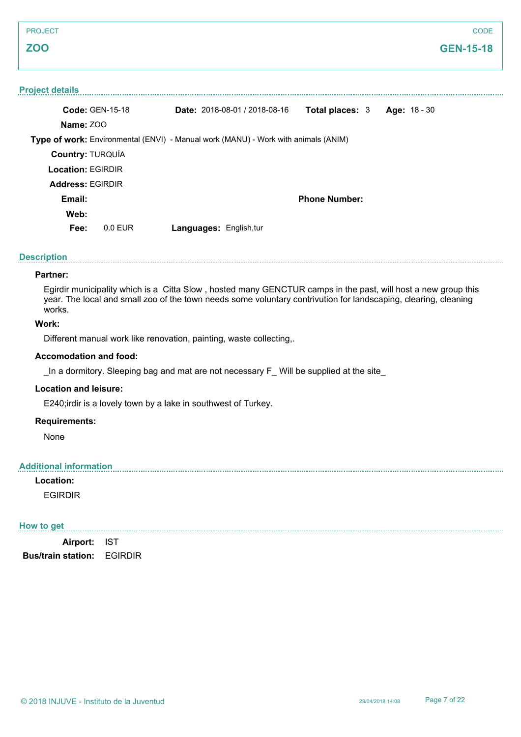PROJECT

**ZOO**

CODE

**GEN-15-18**

## Project details

**Code:** GEN-15-18 **Date:** 2018-08-01 / 2018-08-16 **Total places:** 3 **Age:** 18 - 30

**Name:** ZOO

**Type of work:** Environmental (ENVI) - Manual work (MANU) - Work with animals (ANIM)

**Country:** TURQUÍA

**Location:** EGIRDIR

**Address:** EGIRDIR

**Email:**

**Phone Number:**

**Web:**

**Fee:** 0.0 EUR **Languages:** English,tur

## Description

### Partner:

Egirdir municipality which is a Citta Slow , hosted many GENCTUR camps in the past, will host a new group this year. The local and small zoo of the town needs some voluntary contrivution for landscaping, clearing, cleaning works.

### Work:

Different manual work like renovation, painting, waste collecting,.

### Accomodation and food:

_In a dormitory. Sleeping bag and mat are not necessary F_ Will be supplied at the site_

### Location and leisure:

E240;irdir is a lovely town by a lake in southwest of Turkey.

### Requirements:

None

## Additional information

### Location:

EGIRDIR

## How to get

**Airport:** IST

**Bus/train station:** EGIRDIR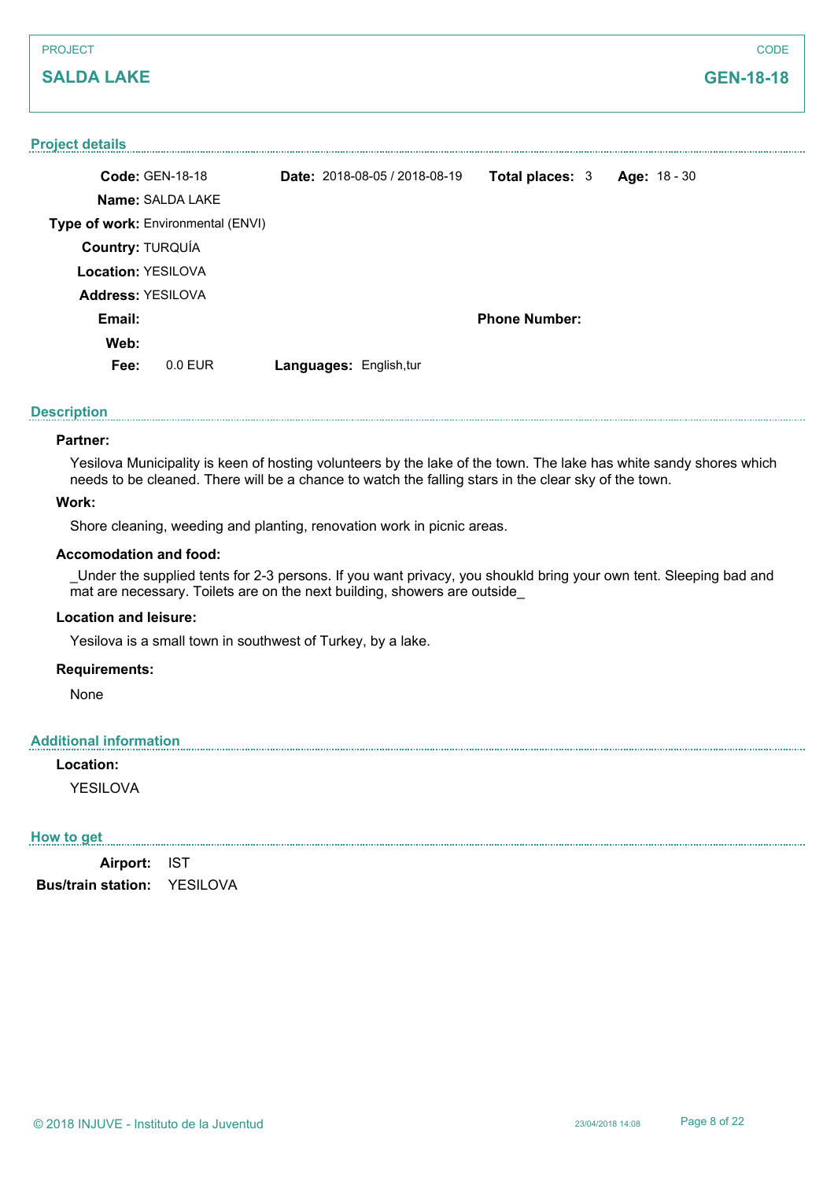PROJECT

## SALDA LAKE

CODE

## GEN-18-18

### Project details

**Code:** GEN-18-18 **Date:** 2018-08-05 / 2018-08-19 **Total places:** 3 **Age:** 18 - 30

**Name:** SALDA LAKE

**Type of work:** Environmental (ENVI)

**Country:** TURQUÍA

**Location:** YESILOVA

**Address:** YESILOVA

**Email:** **Phone Number:**

**Web:**

**Fee:** 0.0 EUR **Languages:** English,tur

### Description

**Partner:**

Yesilova Municipality is keen of hosting volunteers by the lake of the town. The lake has white sandy shores which needs to be cleaned. There will be a chance to watch the falling stars in the clear sky of the town.

**Work:**

Shore cleaning, weeding and planting, renovation work in picnic areas.

**Accomodation and food:**

_Under the supplied tents for 2-3 persons. If you want privacy, you shoukld bring your own tent. Sleeping bad and mat are necessary. Toilets are on the next building, showers are outside_

**Location and leisure:**

Yesilova is a small town in southwest of Turkey, by a lake.

**Requirements:**

None

### Additional information

**Location:**

YESILOVA

### How to get

**Airport:** IST

**Bus/train station:** YESILOVA

© 2018 INJUVE - Instituto de la Juventud 23/04/2018 14:08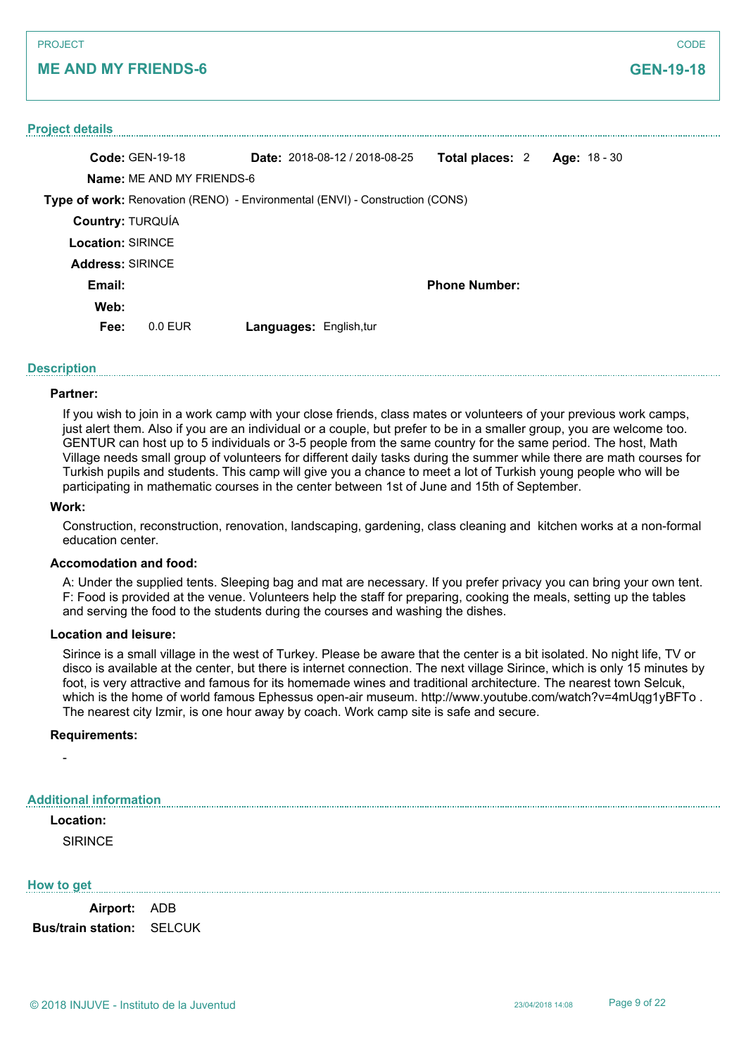PROJECT

## ME AND MY FRIENDS-6

CODE

**GEN-19-18**

### Project details

**Code:** GEN-19-18 **Date:** 2018-08-12 / 2018-08-25 **Total places:** 2 **Age:** 18 - 30

**Name:** ME AND MY FRIENDS-6

**Type of work:** Renovation (RENO) - Environmental (ENVI) - Construction (CONS)

**Country:** TURQUÍA

**Location:** SIRINCE

**Address:** SIRINCE

**Email:** **Phone Number:**

**Web:**

**Fee:** 0.0 EUR **Languages:** English,tur

### Description

**Partner:**

If you wish to join in a work camp with your close friends, class mates or volunteers of your previous work camps, just alert them. Also if you are an individual or a couple, but prefer to be in a smaller group, you are welcome too. GENTUR can host up to 5 individuals or 3-5 people from the same country for the same period. The host, Math Village needs small group of volunteers for different daily tasks during the summer while there are math courses for Turkish pupils and students. This camp will give you a chance to meet a lot of Turkish young people who will be participating in mathematic courses in the center between 1st of June and 15th of September.

**Work:**

Construction, reconstruction, renovation, landscaping, gardening, class cleaning and kitchen works at a non-formal education center.

**Accomodation and food:**

A: Under the supplied tents. Sleeping bag and mat are necessary. If you prefer privacy you can bring your own tent.
F: Food is provided at the venue. Volunteers help the staff for preparing, cooking the meals, setting up the tables and serving the food to the students during the courses and washing the dishes.

**Location and leisure:**

Sirince is a small village in the west of Turkey. Please be aware that the center is a bit isolated. No night life, TV or disco is available at the center, but there is internet connection. The next village Sirince, which is only 15 minutes by foot, is very attractive and famous for its homemade wines and traditional architecture. The nearest town Selcuk, which is the home of world famous Ephessus open-air museum. http://www.youtube.com/watch?v=4mUqg1yBFTo . The nearest city Izmir, is one hour away by coach. Work camp site is safe and secure.

**Requirements:**

-

### Additional information

**Location:**

SIRINCE

### How to get

**Airport:** ADB

**Bus/train station:** SELCUK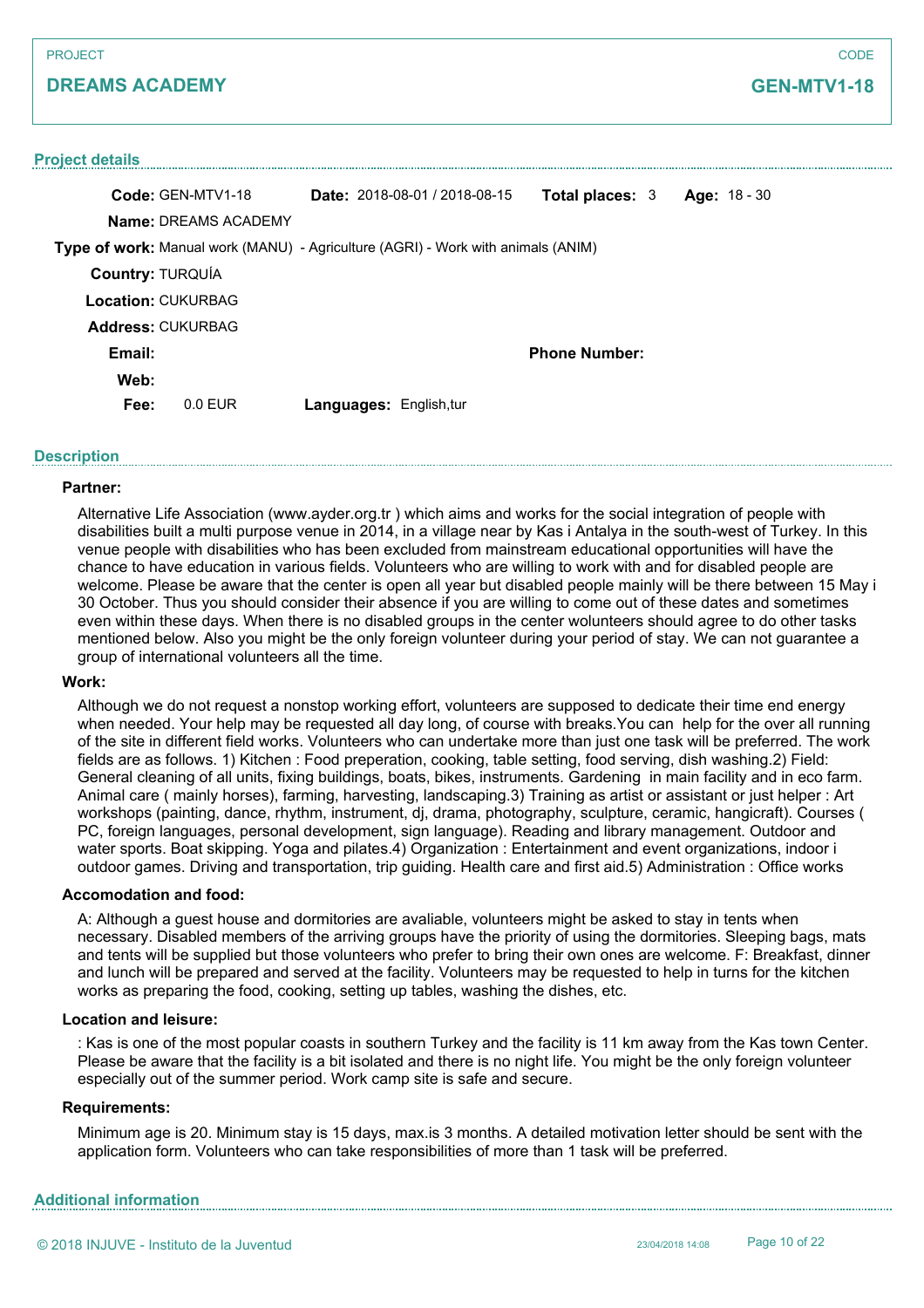PROJECT

## DREAMS ACADEMY

CODE

## GEN-MTV1-18

### Project details

**Code:** GEN-MTV1-18 **Date:** 2018-08-01 / 2018-08-15 **Total places:** 3 **Age:** 18 - 30

**Name:** DREAMS ACADEMY

**Type of work:** Manual work (MANU) - Agriculture (AGRI) - Work with animals (ANIM)

**Country:** TURQUÍA

**Location:** CUKURBAG

**Address:** CUKURBAG

**Email:** **Phone Number:**

**Web:**

**Fee:** 0.0 EUR **Languages:** English,tur

### Description

**Partner:**

Alternative Life Association (www.ayder.org.tr ) which aims and works for the social integration of people with disabilities built a multi purpose venue in 2014, in a village near by Kas i Antalya in the south-west of Turkey. In this venue people with disabilities who has been excluded from mainstream educational opportunities will have the chance to have education in various fields. Volunteers who are willing to work with and for disabled people are welcome. Please be aware that the center is open all year but disabled people mainly will be there between 15 May i 30 October. Thus you should consider their absence if you are willing to come out of these dates and sometimes even within these days. When there is no disabled groups in the center wolunteers should agree to do other tasks mentioned below. Also you might be the only foreign volunteer during your period of stay. We can not guarantee a group of international volunteers all the time.

**Work:**

Although we do not request a nonstop working effort, volunteers are supposed to dedicate their time end energy when needed. Your help may be requested all day long, of course with breaks.You can help for the over all running of the site in different field works. Volunteers who can undertake more than just one task will be preferred. The work fields are as follows. 1) Kitchen : Food preperation, cooking, table setting, food serving, dish washing.2) Field: General cleaning of all units, fixing buildings, boats, bikes, instruments. Gardening in main facility and in eco farm. Animal care ( mainly horses), farming, harvesting, landscaping.3) Training as artist or assistant or just helper : Art workshops (painting, dance, rhythm, instrument, dj, drama, photography, sculpture, ceramic, hangicraft). Courses ( PC, foreign languages, personal development, sign language). Reading and library management. Outdoor and water sports. Boat skipping. Yoga and pilates.4) Organization : Entertainment and event organizations, indoor i outdoor games. Driving and transportation, trip guiding. Health care and first aid.5) Administration : Office works

**Accomodation and food:**

A: Although a guest house and dormitories are avaliable, volunteers might be asked to stay in tents when necessary. Disabled members of the arriving groups have the priority of using the dormitories. Sleeping bags, mats and tents will be supplied but those volunteers who prefer to bring their own ones are welcome. F: Breakfast, dinner and lunch will be prepared and served at the facility. Volunteers may be requested to help in turns for the kitchen works as preparing the food, cooking, setting up tables, washing the dishes, etc.

**Location and leisure:**

: Kas is one of the most popular coasts in southern Turkey and the facility is 11 km away from the Kas town Center. Please be aware that the facility is a bit isolated and there is no night life. You might be the only foreign volunteer especially out of the summer period. Work camp site is safe and secure.

**Requirements:**

Minimum age is 20. Minimum stay is 15 days, max.is 3 months. A detailed motivation letter should be sent with the application form. Volunteers who can take responsibilities of more than 1 task will be preferred.

### Additional information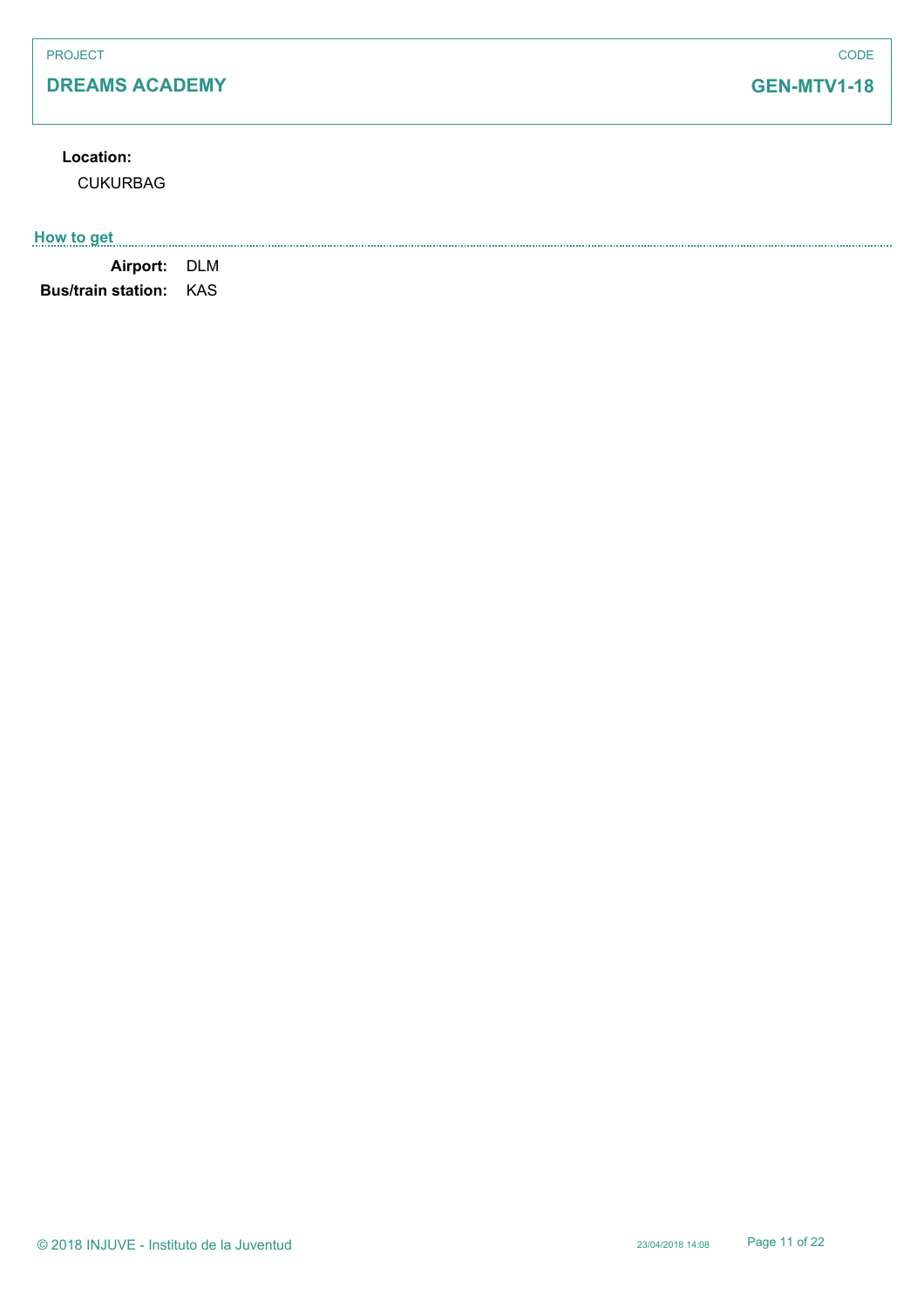**Location:**

CUKURBAG

## How to get

**Airport:** DLM

**Bus/train station:** KAS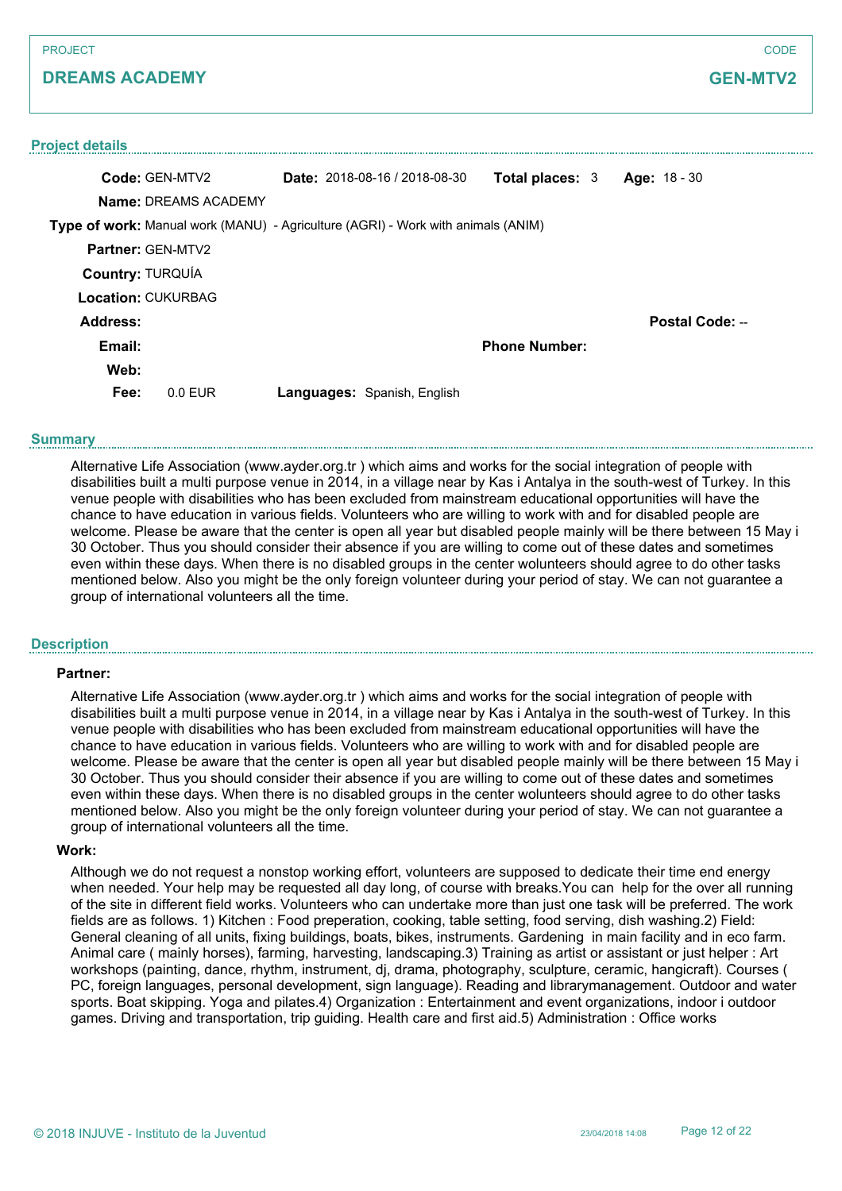PROJECT

## DREAMS ACADEMY

CODE

**GEN-MTV2**

### Project details

**Code:** GEN-MTV2 **Date:** 2018-08-16 / 2018-08-30 **Total places:** 3 **Age:** 18 - 30

**Name:** DREAMS ACADEMY

**Type of work:** Manual work (MANU) - Agriculture (AGRI) - Work with animals (ANIM)

**Partner:** GEN-MTV2

**Country:** TURQUÍA

**Location:** CUKURBAG

**Address:** **Postal Code:** --

**Email:** **Phone Number:**

**Web:**

**Fee:** 0.0 EUR **Languages:** Spanish, English

### Summary

Alternative Life Association (www.ayder.org.tr ) which aims and works for the social integration of people with disabilities built a multi purpose venue in 2014, in a village near by Kas i Antalya in the south-west of Turkey. In this venue people with disabilities who has been excluded from mainstream educational opportunities will have the chance to have education in various fields. Volunteers who are willing to work with and for disabled people are welcome. Please be aware that the center is open all year but disabled people mainly will be there between 15 May i 30 October. Thus you should consider their absence if you are willing to come out of these dates and sometimes even within these days. When there is no disabled groups in the center wolunteers should agree to do other tasks mentioned below. Also you might be the only foreign volunteer during your period of stay. We can not guarantee a group of international volunteers all the time.

### Description

**Partner:**

Alternative Life Association (www.ayder.org.tr ) which aims and works for the social integration of people with disabilities built a multi purpose venue in 2014, in a village near by Kas i Antalya in the south-west of Turkey. In this venue people with disabilities who has been excluded from mainstream educational opportunities will have the chance to have education in various fields. Volunteers who are willing to work with and for disabled people are welcome. Please be aware that the center is open all year but disabled people mainly will be there between 15 May i 30 October. Thus you should consider their absence if you are willing to come out of these dates and sometimes even within these days. When there is no disabled groups in the center wolunteers should agree to do other tasks mentioned below. Also you might be the only foreign volunteer during your period of stay. We can not guarantee a group of international volunteers all the time.

**Work:**

Although we do not request a nonstop working effort, volunteers are supposed to dedicate their time end energy when needed. Your help may be requested all day long, of course with breaks.You can help for the over all running of the site in different field works. Volunteers who can undertake more than just one task will be preferred. The work fields are as follows. 1) Kitchen : Food preperation, cooking, table setting, food serving, dish washing.2) Field: General cleaning of all units, fixing buildings, boats, bikes, instruments. Gardening in main facility and in eco farm. Animal care ( mainly horses), farming, harvesting, landscaping.3) Training as artist or assistant or just helper : Art workshops (painting, dance, rhythm, instrument, dj, drama, photography, sculpture, ceramic, hangicraft). Courses ( PC, foreign languages, personal development, sign language). Reading and librarymanagement. Outdoor and water sports. Boat skipping. Yoga and pilates.4) Organization : Entertainment and event organizations, indoor i outdoor games. Driving and transportation, trip guiding. Health care and first aid.5) Administration : Office works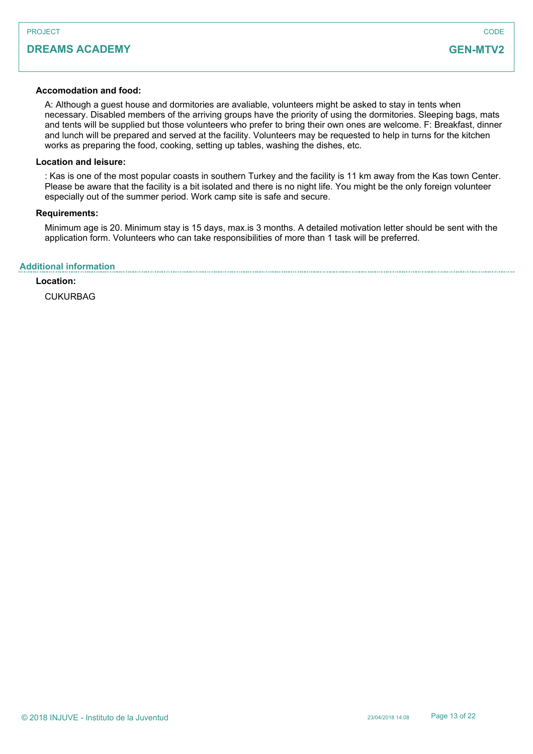PROJECT

**DREAMS ACADEMY**

CODE

**GEN-MTV2**

**Accomodation and food:**

A: Although a guest house and dormitories are avaliable, volunteers might be asked to stay in tents when necessary. Disabled members of the arriving groups have the priority of using the dormitories. Sleeping bags, mats and tents will be supplied but those volunteers who prefer to bring their own ones are welcome. F: Breakfast, dinner and lunch will be prepared and served at the facility. Volunteers may be requested to help in turns for the kitchen works as preparing the food, cooking, setting up tables, washing the dishes, etc.

**Location and leisure:**

: Kas is one of the most popular coasts in southern Turkey and the facility is 11 km away from the Kas town Center. Please be aware that the facility is a bit isolated and there is no night life. You might be the only foreign volunteer especially out of the summer period. Work camp site is safe and secure.

**Requirements:**

Minimum age is 20. Minimum stay is 15 days, max.is 3 months. A detailed motivation letter should be sent with the application form. Volunteers who can take responsibilities of more than 1 task will be preferred.

## Additional information

**Location:**

CUKURBAG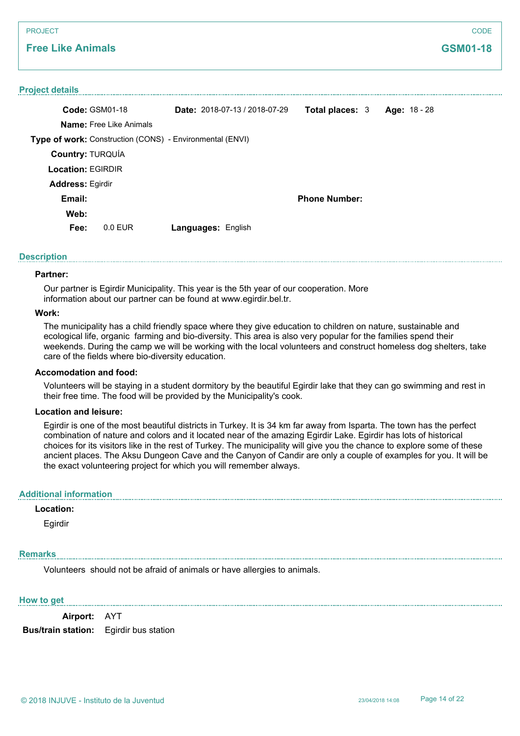PROJECT

## Free Like Animals

CODE

**GSM01-18**

### Project details

**Code:** GSM01-18 **Date:** 2018-07-13 / 2018-07-29 **Total places:** 3 **Age:** 18 - 28

**Name:** Free Like Animals

**Type of work:** Construction (CONS) - Environmental (ENVI)

**Country:** TURQUÍA

**Location:** EGIRDIR

**Address:** Egirdir

**Email:** **Phone Number:**

**Web:**

**Fee:** 0.0 EUR **Languages:** English

### Description

**Partner:**

Our partner is Egirdir Municipality. This year is the 5th year of our cooperation. More information about our partner can be found at www.egirdir.bel.tr.

**Work:**

The municipality has a child friendly space where they give education to children on nature, sustainable and ecological life, organic farming and bio-diversity. This area is also very popular for the families spend their weekends. During the camp we will be working with the local volunteers and construct homeless dog shelters, take care of the fields where bio-diversity education.

**Accomodation and food:**

Volunteers will be staying in a student dormitory by the beautiful Egirdir lake that they can go swimming and rest in their free time. The food will be provided by the Municipality's cook.

**Location and leisure:**

Egirdir is one of the most beautiful districts in Turkey. It is 34 km far away from Isparta. The town has the perfect combination of nature and colors and it located near of the amazing Egirdir Lake. Egirdir has lots of historical choices for its visitors like in the rest of Turkey. The municipality will give you the chance to explore some of these ancient places. The Aksu Dungeon Cave and the Canyon of Candir are only a couple of examples for you. It will be the exact volunteering project for which you will remember always.

### Additional information

**Location:**

Egirdir

### Remarks

Volunteers should not be afraid of animals or have allergies to animals.

### How to get

**Airport:** AYT

**Bus/train station:** Egirdir bus station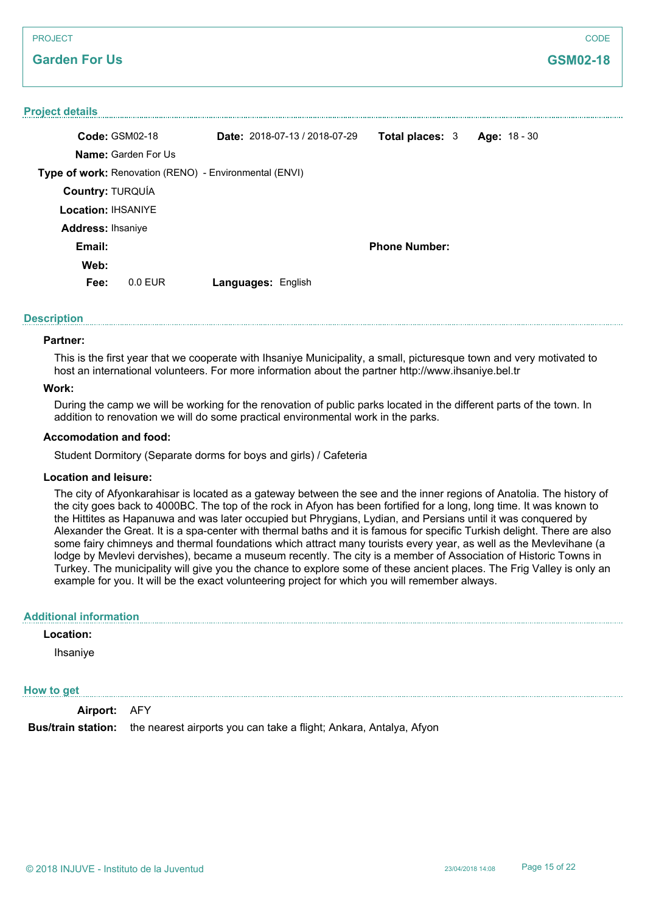PROJECT

## Garden For Us

CODE

**GSM02-18**

### Project details

**Code:** GSM02-18 **Date:** 2018-07-13 / 2018-07-29 **Total places:** 3 **Age:** 18 - 30

**Name:** Garden For Us

**Type of work:** Renovation (RENO) - Environmental (ENVI)

**Country:** TURQUÍA

**Location:** IHSANIYE

**Address:** Ihsaniye

**Email:** **Phone Number:**

**Web:**

**Fee:** 0.0 EUR **Languages:** English

### Description

**Partner:**

This is the first year that we cooperate with Ihsaniye Municipality, a small, picturesque town and very motivated to host an international volunteers. For more information about the partner http://www.ihsaniye.bel.tr

**Work:**

During the camp we will be working for the renovation of public parks located in the different parts of the town. In addition to renovation we will do some practical environmental work in the parks.

**Accomodation and food:**

Student Dormitory (Separate dorms for boys and girls) / Cafeteria

**Location and leisure:**

The city of Afyonkarahisar is located as a gateway between the see and the inner regions of Anatolia. The history of the city goes back to 4000BC. The top of the rock in Afyon has been fortified for a long, long time. It was known to the Hittites as Hapanuwa and was later occupied but Phrygians, Lydian, and Persians until it was conquered by Alexander the Great. It is a spa-center with thermal baths and it is famous for specific Turkish delight. There are also some fairy chimneys and thermal foundations which attract many tourists every year, as well as the Mevlevihane (a lodge by Mevlevi dervishes), became a museum recently. The city is a member of Association of Historic Towns in Turkey. The municipality will give you the chance to explore some of these ancient places. The Frig Valley is only an example for you. It will be the exact volunteering project for which you will remember always.

### Additional information

**Location:**

Ihsaniye

### How to get

**Airport:** AFY

**Bus/train station:** the nearest airports you can take a flight; Ankara, Antalya, Afyon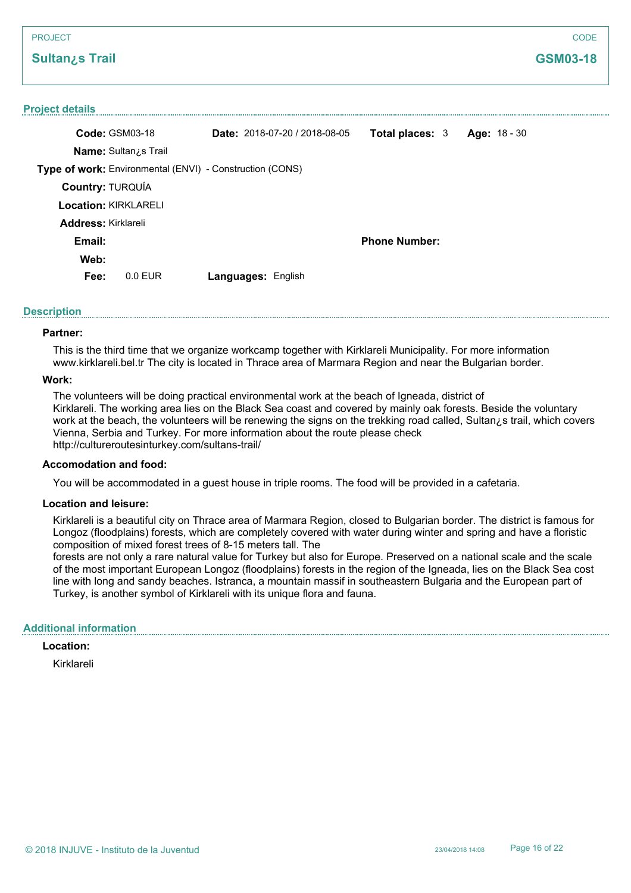PROJECT

## Sultan¿s Trail

CODE

**GSM03-18**

### Project details

**Code:** GSM03-18 **Date:** 2018-07-20 / 2018-08-05 **Total places:** 3 **Age:** 18 - 30

**Name:** Sultan¿s Trail

**Type of work:** Environmental (ENVI) - Construction (CONS)

**Country:** TURQUÍA

**Location:** KIRKLARELI

**Address:** Kirklareli

**Email:** **Phone Number:**

**Web:**

**Fee:** 0.0 EUR **Languages:** English

### Description

**Partner:**

This is the third time that we organize workcamp together with Kirklareli Municipality. For more information www.kirklareli.bel.tr The city is located in Thrace area of Marmara Region and near the Bulgarian border.

**Work:**

The volunteers will be doing practical environmental work at the beach of Igneada, district of Kirklareli. The working area lies on the Black Sea coast and covered by mainly oak forests. Beside the voluntary work at the beach, the volunteers will be renewing the signs on the trekking road called, Sultan¿s trail, which covers Vienna, Serbia and Turkey. For more information about the route please check http://cultureroutesinturkey.com/sultans-trail/

**Accomodation and food:**

You will be accommodated in a guest house in triple rooms. The food will be provided in a cafetaria.

**Location and leisure:**

Kirklareli is a beautiful city on Thrace area of Marmara Region, closed to Bulgarian border. The district is famous for Longoz (floodplains) forests, which are completely covered with water during winter and spring and have a floristic composition of mixed forest trees of 8-15 meters tall. The forests are not only a rare natural value for Turkey but also for Europe. Preserved on a national scale and the scale of the most important European Longoz (floodplains) forests in the region of the Igneada, lies on the Black Sea cost line with long and sandy beaches. Istranca, a mountain massif in southeastern Bulgaria and the European part of Turkey, is another symbol of Kirklareli with its unique flora and fauna.

### Additional information

**Location:**

Kirklareli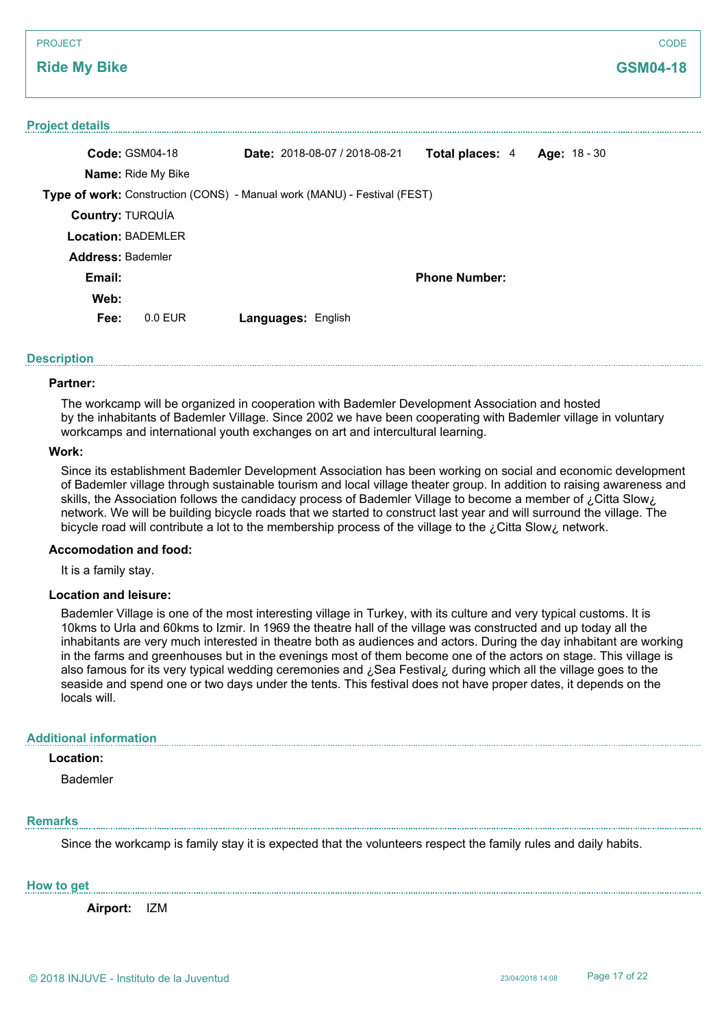PROJECT

## Ride My Bike

CODE

**GSM04-18**

### Project details

**Code:** GSM04-18 **Date:** 2018-08-07 / 2018-08-21 **Total places:** 4 **Age:** 18 - 30

**Name:** Ride My Bike

**Type of work:** Construction (CONS) - Manual work (MANU) - Festival (FEST)

**Country:** TURQUÍA

**Location:** BADEMLER

**Address:** Bademler

**Email:** **Phone Number:**

**Web:**

**Fee:** 0.0 EUR **Languages:** English

### Description

**Partner:**

The workcamp will be organized in cooperation with Bademler Development Association and hosted by the inhabitants of Bademler Village. Since 2002 we have been cooperating with Bademler village in voluntary workcamps and international youth exchanges on art and intercultural learning.

**Work:**

Since its establishment Bademler Development Association has been working on social and economic development of Bademler village through sustainable tourism and local village theater group. In addition to raising awareness and skills, the Association follows the candidacy process of Bademler Village to become a member of ¿Citta Slow¿ network. We will be building bicycle roads that we started to construct last year and will surround the village. The bicycle road will contribute a lot to the membership process of the village to the ¿Citta Slow¿ network.

**Accomodation and food:**

It is a family stay.

**Location and leisure:**

Bademler Village is one of the most interesting village in Turkey, with its culture and very typical customs. It is 10kms to Urla and 60kms to Izmir. In 1969 the theatre hall of the village was constructed and up today all the inhabitants are very much interested in theatre both as audiences and actors. During the day inhabitant are working in the farms and greenhouses but in the evenings most of them become one of the actors on stage. This village is also famous for its very typical wedding ceremonies and ¿Sea Festival¿ during which all the village goes to the seaside and spend one or two days under the tents. This festival does not have proper dates, it depends on the locals will.

### Additional information

**Location:**

Bademler

### Remarks

Since the workcamp is family stay it is expected that the volunteers respect the family rules and daily habits.

### How to get

**Airport:** IZM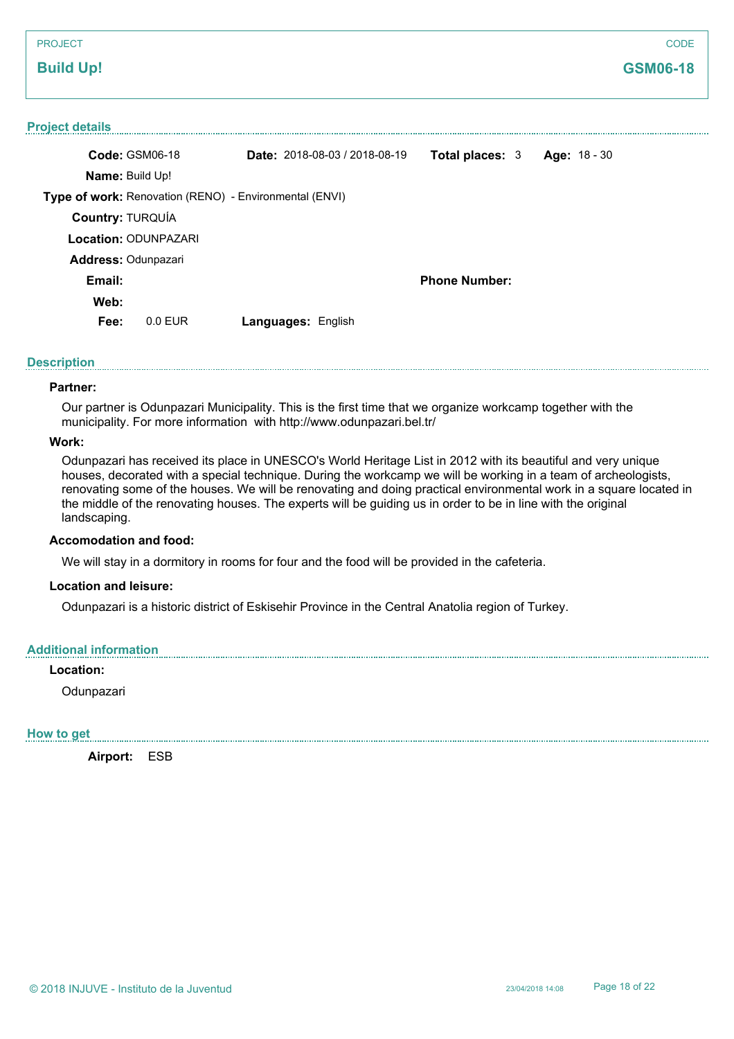PROJECT

## Build Up!

CODE

**GSM06-18**

### Project details

**Code:** GSM06-18 **Date:** 2018-08-03 / 2018-08-19 **Total places:** 3 **Age:** 18 - 30

**Name:** Build Up!

**Type of work:** Renovation (RENO) - Environmental (ENVI)

**Country:** TURQUÍA

**Location:** ODUNPAZARI

**Address:** Odunpazari

**Email:** **Phone Number:**

**Web:**

**Fee:** 0.0 EUR **Languages:** English

### Description

**Partner:**

Our partner is Odunpazari Municipality. This is the first time that we organize workcamp together with the municipality. For more information with http://www.odunpazari.bel.tr/

**Work:**

Odunpazari has received its place in UNESCO's World Heritage List in 2012 with its beautiful and very unique houses, decorated with a special technique. During the workcamp we will be working in a team of archeologists, renovating some of the houses. We will be renovating and doing practical environmental work in a square located in the middle of the renovating houses. The experts will be guiding us in order to be in line with the original landscaping.

**Accomodation and food:**

We will stay in a dormitory in rooms for four and the food will be provided in the cafeteria.

**Location and leisure:**

Odunpazari is a historic district of Eskisehir Province in the Central Anatolia region of Turkey.

### Additional information

**Location:**

Odunpazari

### How to get

**Airport:** ESB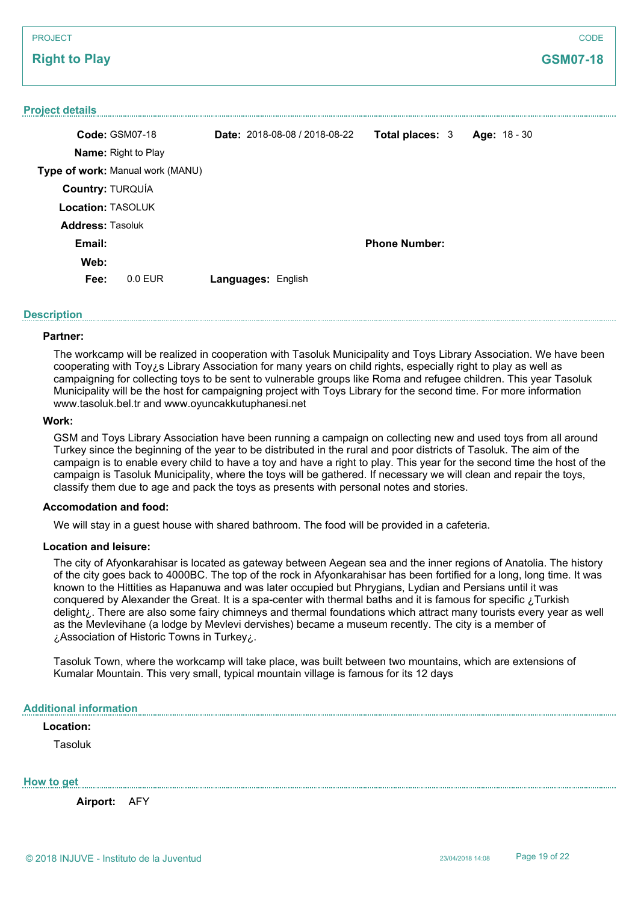PROJECT

**Right to Play**

CODE

**GSM07-18**

## Project details

**Code:** GSM07-18 **Date:** 2018-08-08 / 2018-08-22 **Total places:** 3 **Age:** 18 - 30

**Name:** Right to Play

**Type of work:** Manual work (MANU)

**Country:** TURQUÍA

**Location:** TASOLUK

**Address:** Tasoluk

**Email:** **Phone Number:**

**Web:**

**Fee:** 0.0 EUR **Languages:** English

## Description

**Partner:**

The workcamp will be realized in cooperation with Tasoluk Municipality and Toys Library Association. We have been cooperating with Toy¿s Library Association for many years on child rights, especially right to play as well as campaigning for collecting toys to be sent to vulnerable groups like Roma and refugee children. This year Tasoluk Municipality will be the host for campaigning project with Toys Library for the second time. For more information www.tasoluk.bel.tr and www.oyuncakkutuphanesi.net

**Work:**

GSM and Toys Library Association have been running a campaign on collecting new and used toys from all around Turkey since the beginning of the year to be distributed in the rural and poor districts of Tasoluk. The aim of the campaign is to enable every child to have a toy and have a right to play. This year for the second time the host of the campaign is Tasoluk Municipality, where the toys will be gathered. If necessary we will clean and repair the toys, classify them due to age and pack the toys as presents with personal notes and stories.

**Accomodation and food:**

We will stay in a guest house with shared bathroom. The food will be provided in a cafeteria.

**Location and leisure:**

The city of Afyonkarahisar is located as gateway between Aegean sea and the inner regions of Anatolia. The history of the city goes back to 4000BC. The top of the rock in Afyonkarahisar has been fortified for a long, long time. It was known to the Hittities as Hapanuwa and was later occupied but Phrygians, Lydian and Persians until it was conquered by Alexander the Great. It is a spa-center with thermal baths and it is famous for specific ¿Turkish delight¿. There are also some fairy chimneys and thermal foundations which attract many tourists every year as well as the Mevlevihane (a lodge by Mevlevi dervishes) became a museum recently. The city is a member of ¿Association of Historic Towns in Turkey¿.

Tasoluk Town, where the workcamp will take place, was built between two mountains, which are extensions of Kumalar Mountain. This very small, typical mountain village is famous for its 12 days

## Additional information

**Location:**

Tasoluk

## How to get

**Airport:** AFY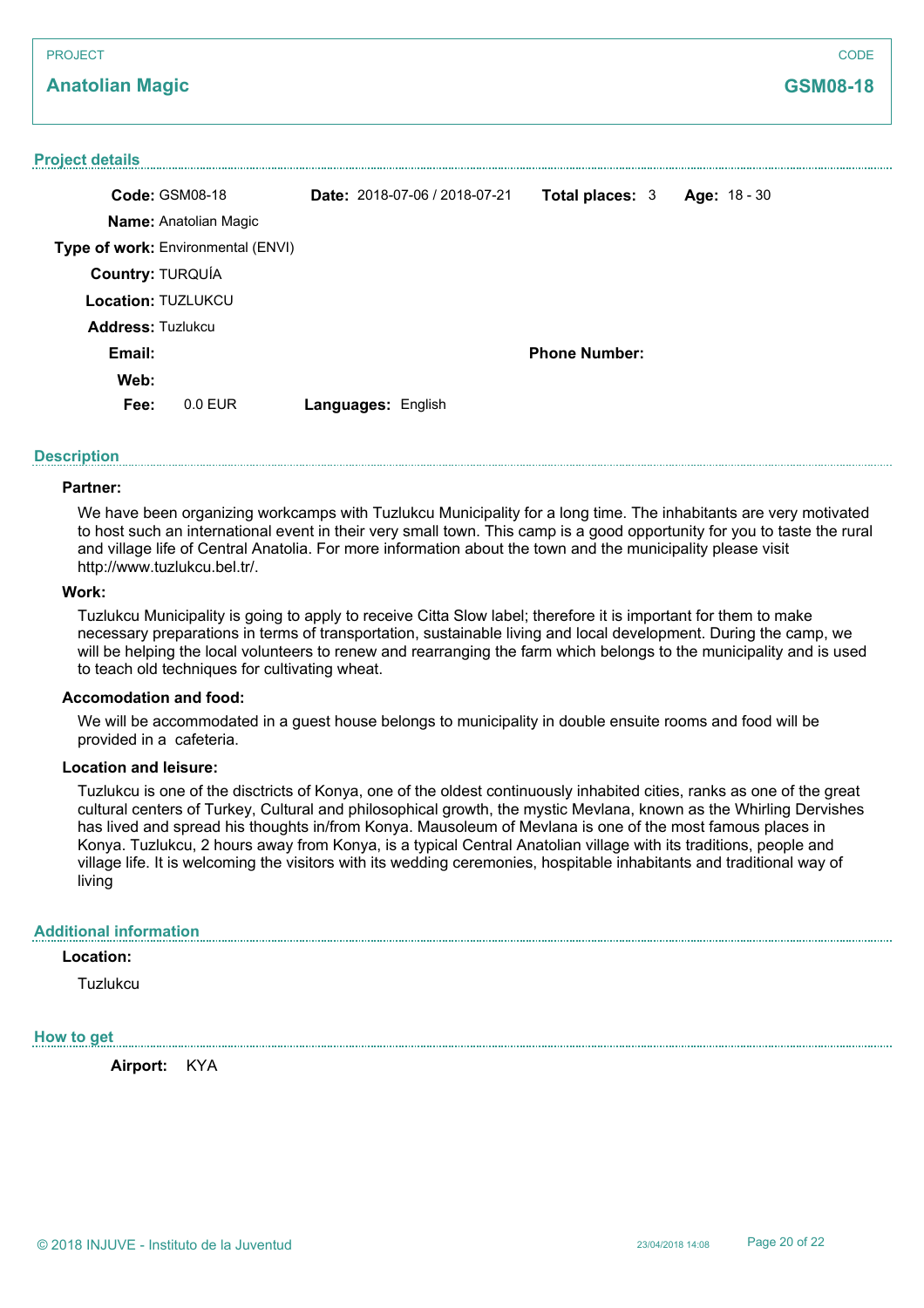PROJECT

## Anatolian Magic

CODE

**GSM08-18**

### Project details

**Code:** GSM08-18 **Date:** 2018-07-06 / 2018-07-21 **Total places:** 3 **Age:** 18 - 30

**Name:** Anatolian Magic

**Type of work:** Environmental (ENVI)

**Country:** TURQUÍA

**Location:** TUZLUKCU

**Address:** Tuzlukcu

**Email:** **Phone Number:**

**Web:**

**Fee:** 0.0 EUR **Languages:** English

### Description

**Partner:**

We have been organizing workcamps with Tuzlukcu Municipality for a long time. The inhabitants are very motivated to host such an international event in their very small town. This camp is a good opportunity for you to taste the rural and village life of Central Anatolia. For more information about the town and the municipality please visit http://www.tuzlukcu.bel.tr/.

**Work:**

Tuzlukcu Municipality is going to apply to receive Citta Slow label; therefore it is important for them to make necessary preparations in terms of transportation, sustainable living and local development. During the camp, we will be helping the local volunteers to renew and rearranging the farm which belongs to the municipality and is used to teach old techniques for cultivating wheat.

**Accomodation and food:**

We will be accommodated in a guest house belongs to municipality in double ensuite rooms and food will be provided in a cafeteria.

**Location and leisure:**

Tuzlukcu is one of the disctricts of Konya, one of the oldest continuously inhabited cities, ranks as one of the great cultural centers of Turkey, Cultural and philosophical growth, the mystic Mevlana, known as the Whirling Dervishes has lived and spread his thoughts in/from Konya. Mausoleum of Mevlana is one of the most famous places in Konya. Tuzlukcu, 2 hours away from Konya, is a typical Central Anatolian village with its traditions, people and village life. It is welcoming the visitors with its wedding ceremonies, hospitable inhabitants and traditional way of living

### Additional information

**Location:**

Tuzlukcu

### How to get

**Airport:** KYA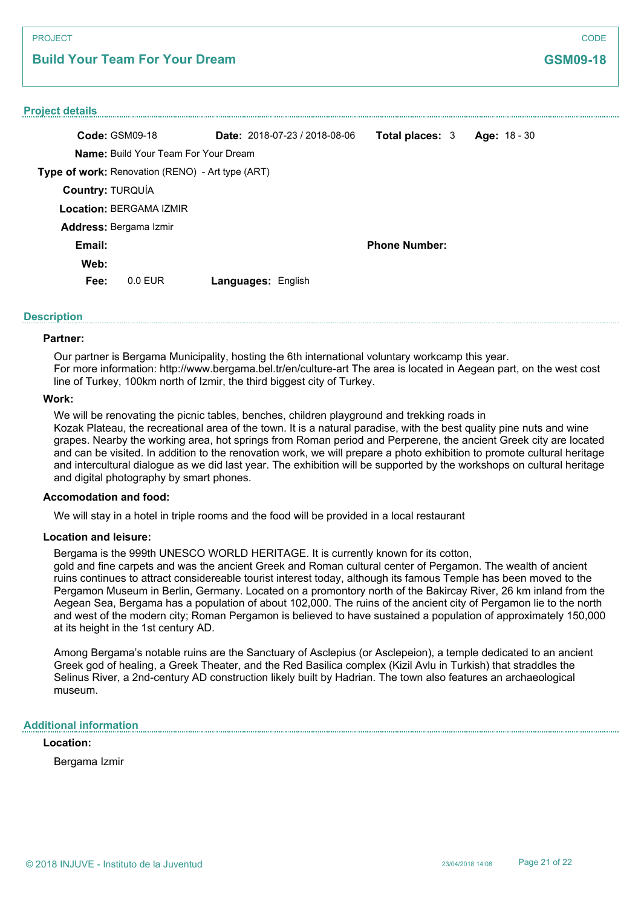PROJECT

## Build Your Team For Your Dream

CODE

**GSM09-18**

### Project details

**Code:** GSM09-18 **Date:** 2018-07-23 / 2018-08-06 **Total places:** 3 **Age:** 18 - 30

**Name:** Build Your Team For Your Dream

**Type of work:** Renovation (RENO) - Art type (ART)

**Country:** TURQUÍA

**Location:** BERGAMA IZMIR

**Address:** Bergama Izmir

**Email:** **Phone Number:**

**Web:**

**Fee:** 0.0 EUR **Languages:** English

### Description

**Partner:**

Our partner is Bergama Municipality, hosting the 6th international voluntary workcamp this year.
For more information: http://www.bergama.bel.tr/en/culture-art The area is located in Aegean part, on the west cost line of Turkey, 100km north of Izmir, the third biggest city of Turkey.

**Work:**

We will be renovating the picnic tables, benches, children playground and trekking roads in
Kozak Plateau, the recreational area of the town. It is a natural paradise, with the best quality pine nuts and wine grapes. Nearby the working area, hot springs from Roman period and Perperene, the ancient Greek city are located and can be visited. In addition to the renovation work, we will prepare a photo exhibition to promote cultural heritage and intercultural dialogue as we did last year. The exhibition will be supported by the workshops on cultural heritage and digital photography by smart phones.

**Accomodation and food:**

We will stay in a hotel in triple rooms and the food will be provided in a local restaurant

**Location and leisure:**

Bergama is the 999th UNESCO WORLD HERITAGE. It is currently known for its cotton,
gold and fine carpets and was the ancient Greek and Roman cultural center of Pergamon. The wealth of ancient ruins continues to attract considereable tourist interest today, although its famous Temple has been moved to the Pergamon Museum in Berlin, Germany. Located on a promontory north of the Bakircay River, 26 km inland from the Aegean Sea, Bergama has a population of about 102,000. The ruins of the ancient city of Pergamon lie to the north and west of the modern city; Roman Pergamon is believed to have sustained a population of approximately 150,000 at its height in the 1st century AD.

Among Bergama's notable ruins are the Sanctuary of Asclepius (or Asclepeion), a temple dedicated to an ancient Greek god of healing, a Greek Theater, and the Red Basilica complex (Kizil Avlu in Turkish) that straddles the Selinus River, a 2nd-century AD construction likely built by Hadrian. The town also features an archaeological museum.

### Additional information

**Location:**

Bergama Izmir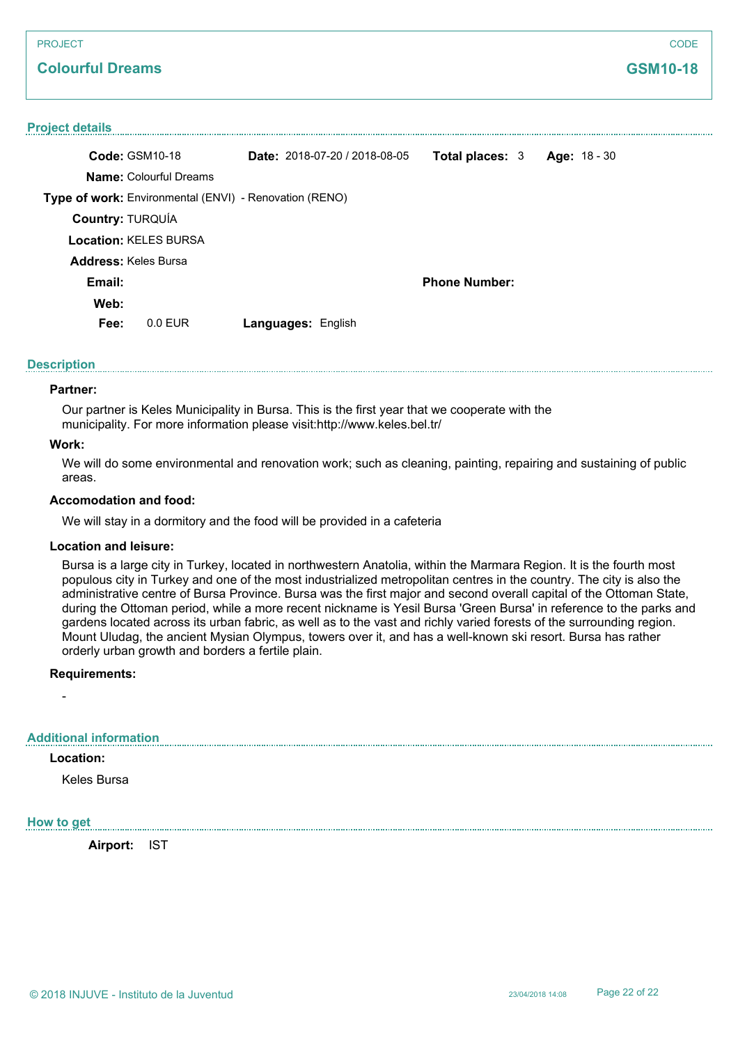PROJECT

## Colourful Dreams

CODE

**GSM10-18**

### Project details

**Code:** GSM10-18 **Date:** 2018-07-20 / 2018-08-05 **Total places:** 3 **Age:** 18 - 30

**Name:** Colourful Dreams

**Type of work:** Environmental (ENVI) - Renovation (RENO)

**Country:** TURQUÍA

**Location:** KELES BURSA

**Address:** Keles Bursa

**Email:** **Phone Number:**

**Web:**

**Fee:** 0.0 EUR **Languages:** English

### Description

**Partner:**

Our partner is Keles Municipality in Bursa. This is the first year that we cooperate with the municipality. For more information please visit:http://www.keles.bel.tr/

**Work:**

We will do some environmental and renovation work; such as cleaning, painting, repairing and sustaining of public areas.

**Accomodation and food:**

We will stay in a dormitory and the food will be provided in a cafeteria

**Location and leisure:**

Bursa is a large city in Turkey, located in northwestern Anatolia, within the Marmara Region. It is the fourth most populous city in Turkey and one of the most industrialized metropolitan centres in the country. The city is also the administrative centre of Bursa Province. Bursa was the first major and second overall capital of the Ottoman State, during the Ottoman period, while a more recent nickname is Yesil Bursa 'Green Bursa' in reference to the parks and gardens located across its urban fabric, as well as to the vast and richly varied forests of the surrounding region. Mount Uludag, the ancient Mysian Olympus, towers over it, and has a well-known ski resort. Bursa has rather orderly urban growth and borders a fertile plain.

**Requirements:**

-

### Additional information

**Location:**

Keles Bursa

### How to get

**Airport:** IST